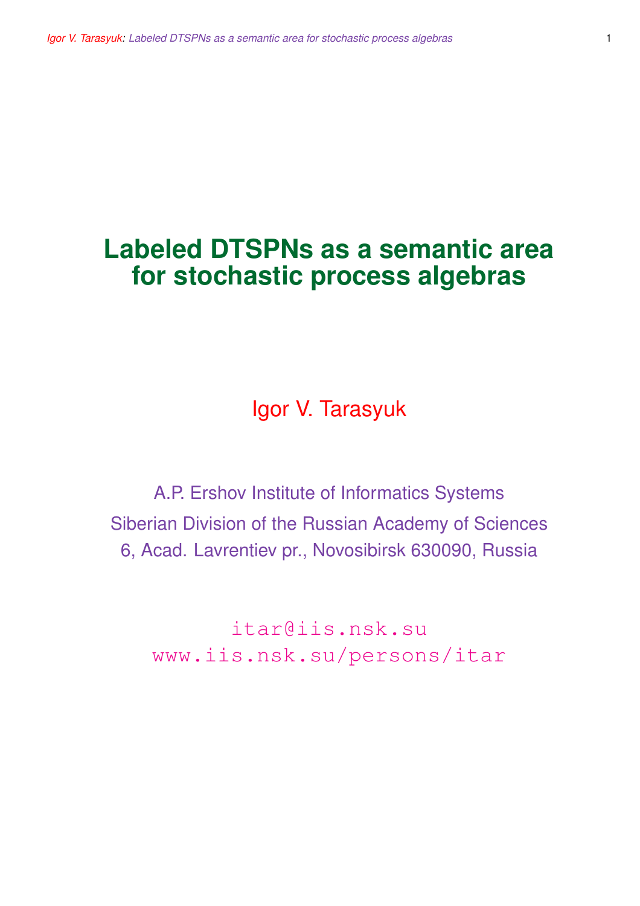# Labeled DTSPNs as a semantic area for stochastic process algebras

Igor V. Tarasyuk

A.P. Ershov Institute of Informatics Systems

Siberian Division of the Russian Academy of Sciences

6, Acad. Lavrentiev pr., Novosibirsk 630090, Russia

itar@iis.nsk.su

www.iis.nsk.su/persons/itar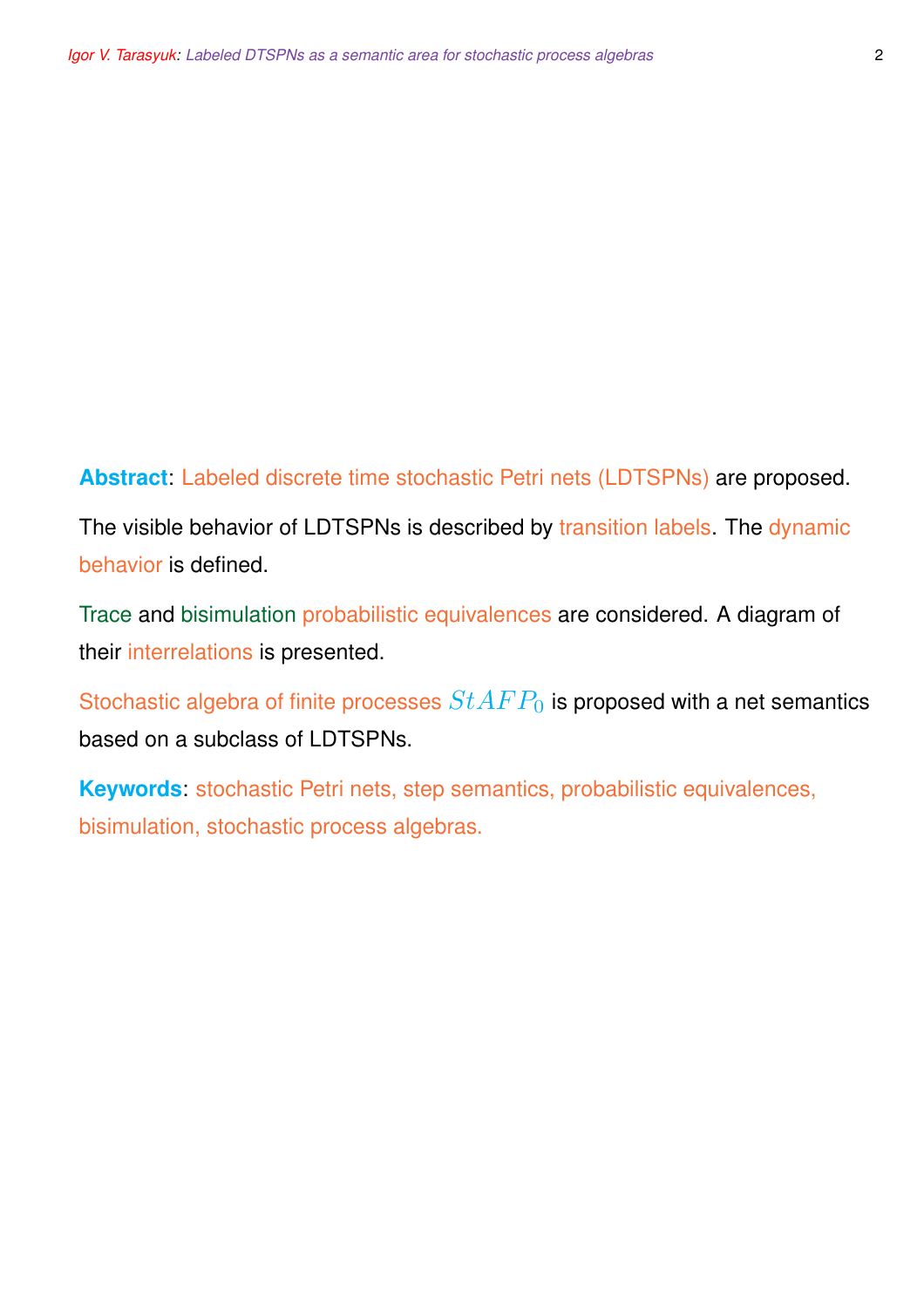**Abstract**: Labeled discrete time stochastic Petri nets (LDTSPNs) are proposed.

The visible behavior of LDTSPNs is described by transition labels. The dynamic behavior is defined.

Trace and bisimulation probabilistic equivalences are considered. A diagram of their interrelations is presented.

Stochastic algebra of finite processes $StAFP_0$ is proposed with a net semantics based on a subclass of LDTSPNs.

**Keywords**: stochastic Petri nets, step semantics, probabilistic equivalences, bisimulation, stochastic process algebras.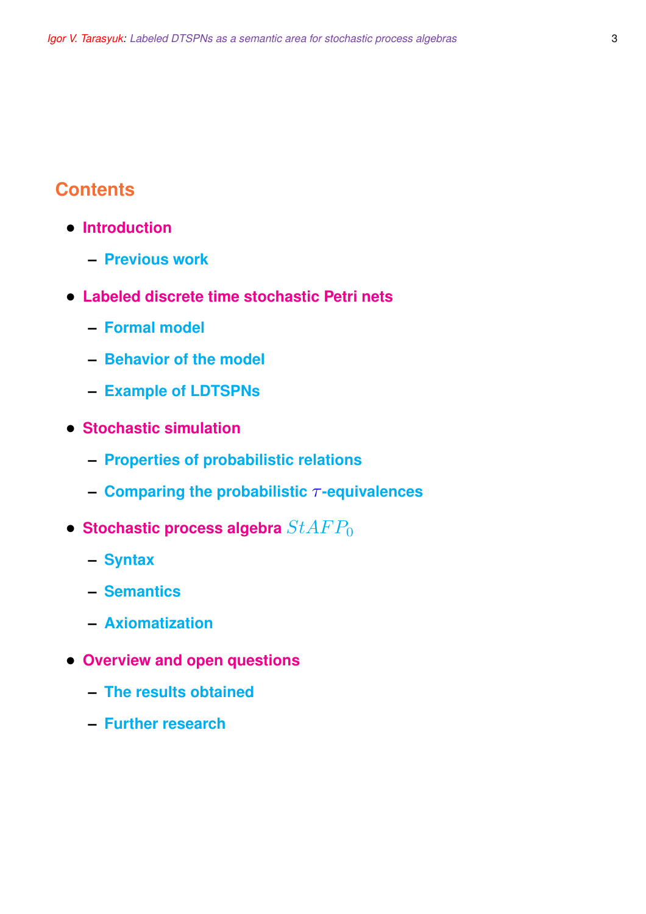## Contents

- **Introduction**
  - **Previous work**
- **Labeled discrete time stochastic Petri nets**
  - **Formal model**
  - **Behavior of the model**
  - **Example of LDTSPNs**
- **Stochastic simulation**
  - **Properties of probabilistic relations**
  - **Comparing the probabilistic $\tau$-equivalences**
- **Stochastic process algebra $StAFP_0$**
  - **Syntax**
  - **Semantics**
  - **Axiomatization**
- **Overview and open questions**
  - **The results obtained**
  - **Further research**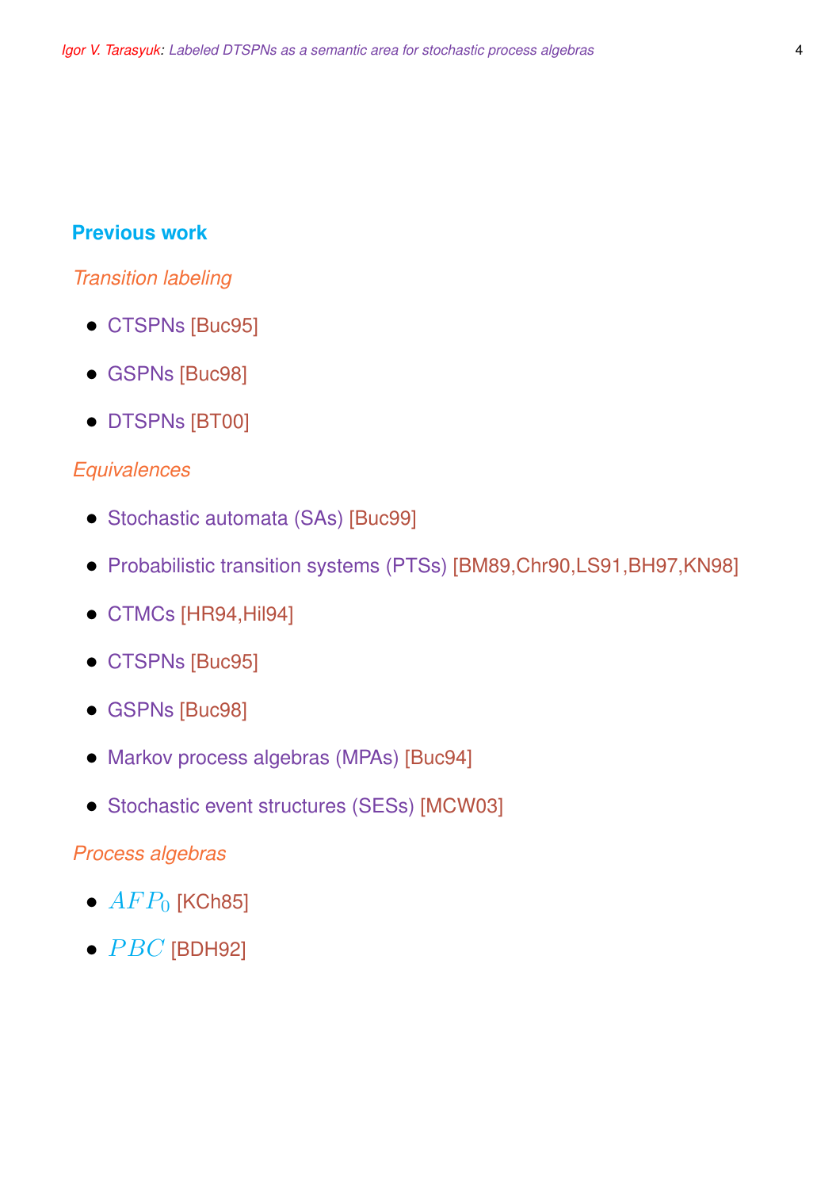## Previous work

*Transition labeling*

- CTSPNs [Buc95]
- GSPNs [Buc98]
- DTSPNs [BT00]

*Equivalences*

- Stochastic automata (SAs) [Buc99]
- Probabilistic transition systems (PTSs) [BM89,Chr90,LS91,BH97,KN98]
- CTMCs [HR94,Hil94]
- CTSPNs [Buc95]
- GSPNs [Buc98]
- Markov process algebras (MPAs) [Buc94]
- Stochastic event structures (SESs) [MCW03]

*Process algebras*

- $AFP_0$ [KCh85]
- $PBC$ [BDH92]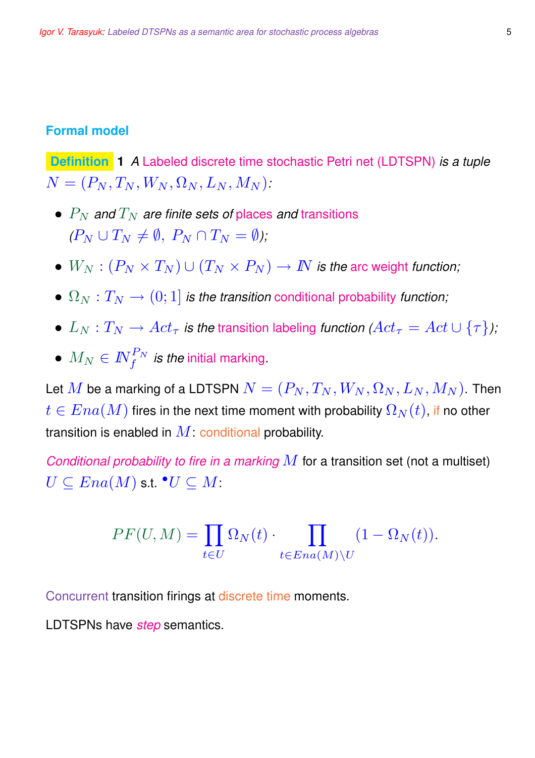## Formal model

**Definition 1** *A Labeled discrete time stochastic Petri net (LDTSPN) is a tuple* $N = (P_N, T_N, W_N, \Omega_N, L_N, M_N)$*:*

- $P_N$ *and* $T_N$ *are finite sets of places and transitions* $(P_N \cup T_N \neq \emptyset,\ P_N \cap T_N = \emptyset)$*;*
- $W_N : (P_N \times T_N) \cup (T_N \times P_N) \rightarrow I\!N$ *is the arc weight function;*
- $\Omega_N : T_N \rightarrow (0; 1]$ *is the transition conditional probability function;*
- $L_N : T_N \rightarrow Act_\tau$ *is the transition labeling function* ($Act_\tau = Act \cup \{\tau\}$)*;*
- $M_N \in I\!N_f^{P_N}$ *is the initial marking.*

Let $M$ be a marking of a LDTSPN $N = (P_N, T_N, W_N, \Omega_N, L_N, M_N)$. Then $t \in Ena(M)$ fires in the next time moment with probability $\Omega_N(t)$, if no other transition is enabled in $M$: conditional probability.

*Conditional probability to fire in a marking* $M$ for a transition set (not a multiset) $U \subseteq Ena(M)$ s.t. ${}^\bullet U \subseteq M$:

$$PF(U, M) = \prod_{t \in U} \Omega_N(t) \cdot \prod_{t \in Ena(M) \setminus U} (1 - \Omega_N(t)).$$

Concurrent transition firings at discrete time moments.

LDTSPNs have *step* semantics.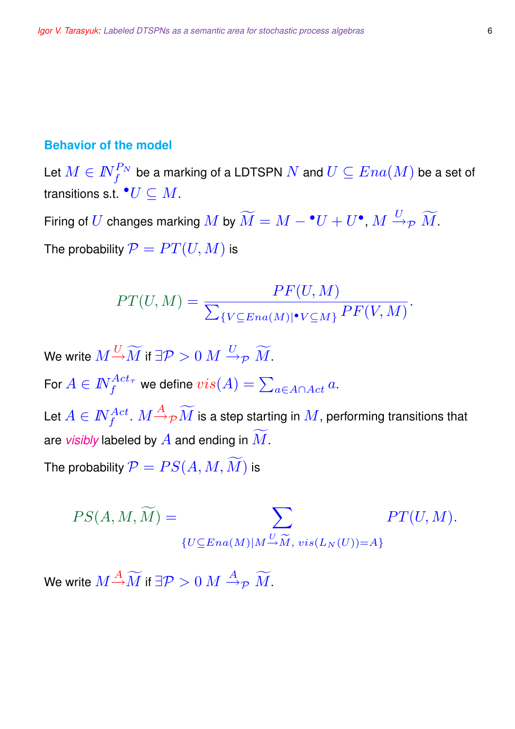## Behavior of the model

Let $M \in I\!N_f^{P_N}$ be a marking of a LDTSPN $N$ and $U \subseteq Ena(M)$ be a set of transitions s.t. ${}^\bullet U \subseteq M$.

Firing of $U$ changes marking $M$ by $\widetilde{M} = M - {}^\bullet U + U^\bullet$, $M \stackrel{U}{\rightarrow}_{\mathcal{P}} \widetilde{M}$.

The probability $\mathcal{P} = PT(U, M)$ is

$$PT(U, M) = \frac{PF(U, M)}{\sum_{\{V \subseteq Ena(M) \mid {}^\bullet V \subseteq M\}} PF(V, M)}.$$

We write $M \stackrel{U}{\rightarrow} \widetilde{M}$ if $\exists \mathcal{P} > 0\ M \stackrel{U}{\rightarrow}_{\mathcal{P}} \widetilde{M}$.

For $A \in I\!N_f^{Act_\tau}$ we define $vis(A) = \sum_{a \in A \cap Act} a$.

Let $A \in I\!N_f^{Act}$. $M \stackrel{A}{\rightarrow}_{\mathcal{P}} \widetilde{M}$ is a step starting in $M$, performing transitions that are *visibly* labeled by $A$ and ending in $\widetilde{M}$.

The probability $\mathcal{P} = PS(A, M, \widetilde{M})$ is

$$PS(A, M, \widetilde{M}) = \sum_{\{U \subseteq Ena(M) \mid M \stackrel{U}{\rightarrow} \widetilde{M},\ vis(L_N(U)) = A\}} PT(U, M).$$

We write $M \stackrel{A}{\rightarrow} \widetilde{M}$ if $\exists \mathcal{P} > 0\ M \stackrel{A}{\rightarrow}_{\mathcal{P}} \widetilde{M}$.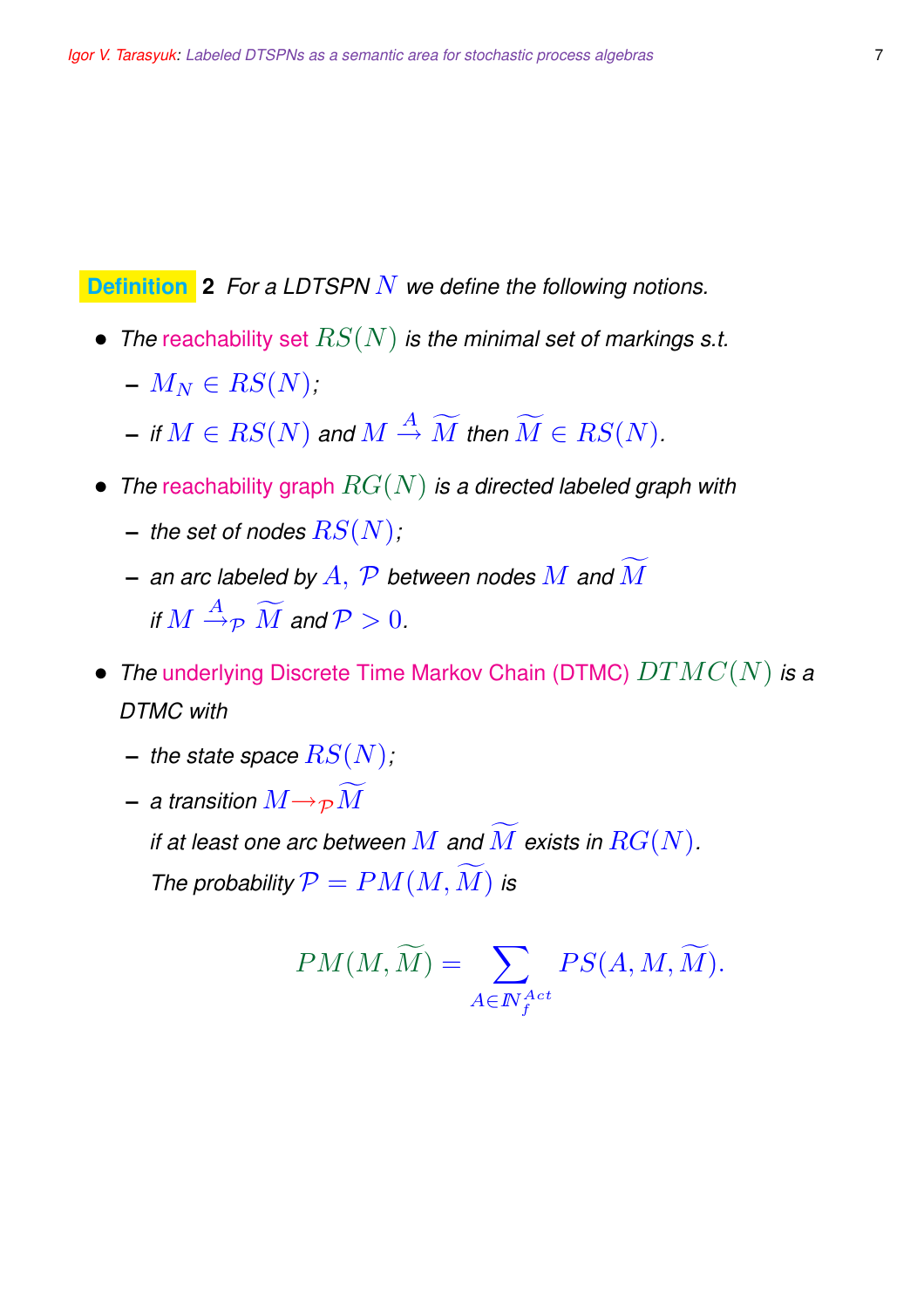**Definition** **2** *For a LDTSPN $N$ we define the following notions.*

- *The* reachability set $RS(N)$ *is the minimal set of markings s.t.*
  - $M_N \in RS(N)$;
  - *if* $M \in RS(N)$ *and* $M \xrightarrow{A} \widetilde{M}$ *then* $\widetilde{M} \in RS(N)$.
- *The* reachability graph $RG(N)$ *is a directed labeled graph with*
  - *the set of nodes* $RS(N)$;
  - *an arc labeled by* $A,\ \mathcal{P}$ *between nodes* $M$ *and* $\widetilde{M}$ *if* $M \xrightarrow{A}_{\mathcal{P}} \widetilde{M}$ *and* $\mathcal{P} > 0$.
- *The* underlying Discrete Time Markov Chain (DTMC) $DTMC(N)$ *is a DTMC with*
  - *the state space* $RS(N)$;
  - *a transition* $M \rightarrow_{\mathcal{P}} \widetilde{M}$ *if at least one arc between* $M$ *and* $\widetilde{M}$ *exists in* $RG(N)$. *The probability* $\mathcal{P} = PM(M, \widetilde{M})$ *is*

$$PM(M, \widetilde{M}) = \sum_{A \in \mathbb{N}_f^{Act}} PS(A, M, \widetilde{M}).$$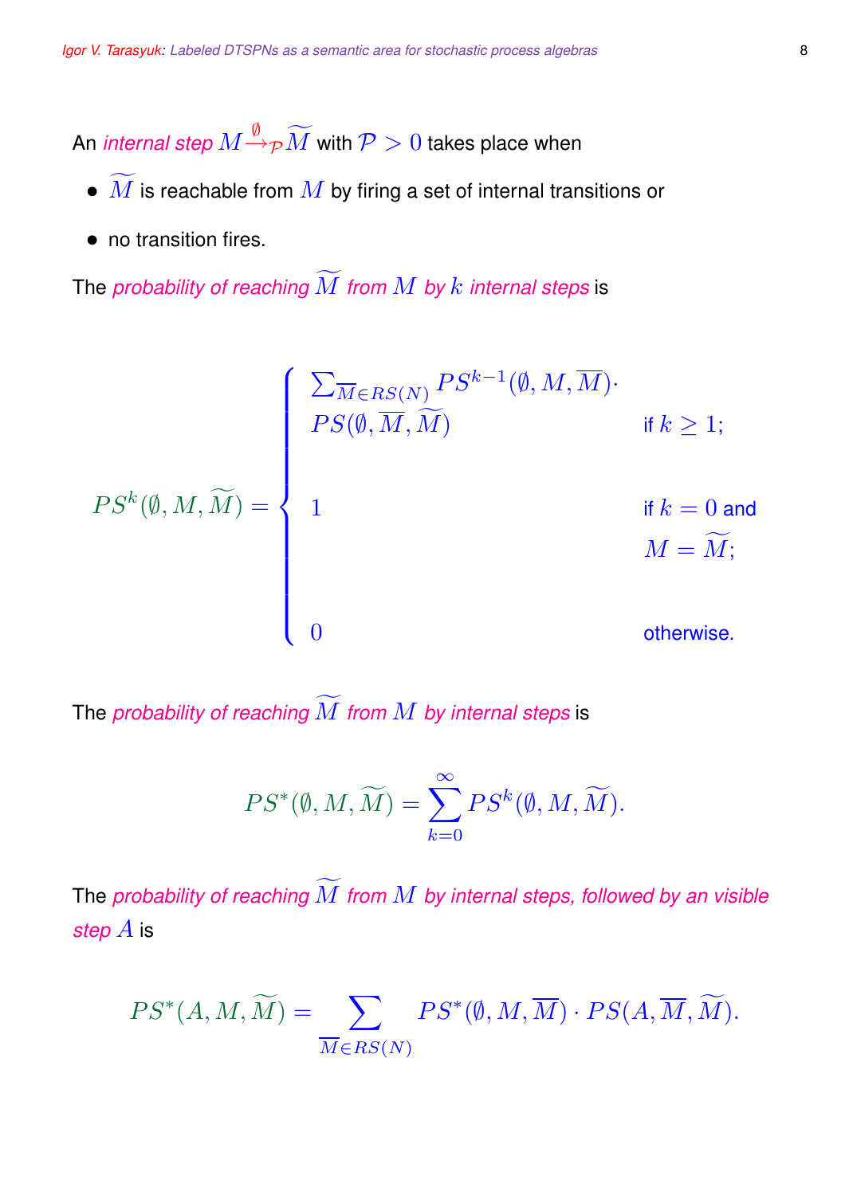An *internal step* $M \xrightarrow{\emptyset}_{\mathcal{P}} \widetilde{M}$ with $\mathcal{P} > 0$ takes place when

- $\widetilde{M}$ is reachable from $M$ by firing a set of internal transitions or
- no transition fires.

The *probability of reaching $\widetilde{M}$ from $M$ by $k$ internal steps* is

$$PS^k(\emptyset, M, \widetilde{M}) = \begin{cases} \sum_{\overline{M} \in RS(N)} PS^{k-1}(\emptyset, M, \overline{M}) \cdot PS(\emptyset, \overline{M}, \widetilde{M}) & \text{if } k \geq 1; \\ 1 & \text{if } k = 0 \text{ and } M = \widetilde{M}; \\ 0 & \text{otherwise.} \end{cases}$$

The *probability of reaching $\widetilde{M}$ from $M$ by internal steps* is

$$PS^*(\emptyset, M, \widetilde{M}) = \sum_{k=0}^{\infty} PS^k(\emptyset, M, \widetilde{M}).$$

The *probability of reaching $\widetilde{M}$ from $M$ by internal steps, followed by an visible step $A$* is

$$PS^*(A, M, \widetilde{M}) = \sum_{\overline{M} \in RS(N)} PS^*(\emptyset, M, \overline{M}) \cdot PS(A, \overline{M}, \widetilde{M}).$$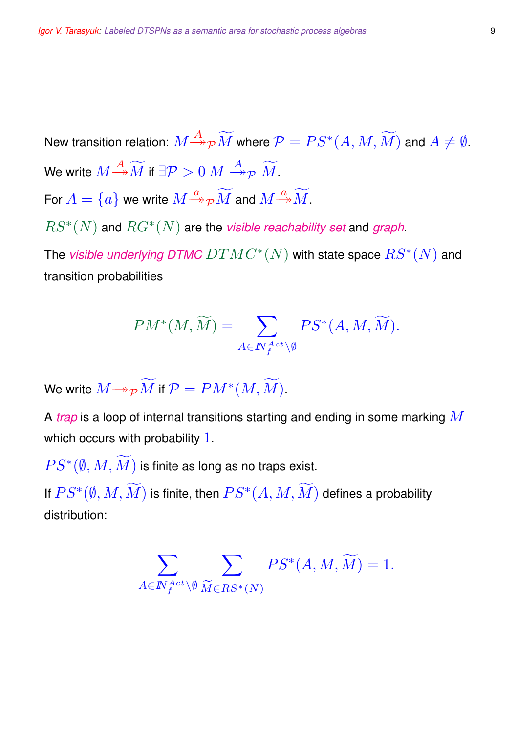New transition relation: $M \stackrel{A}{\twoheadrightarrow}_{\mathcal{P}} \widetilde{M}$ where $\mathcal{P} = PS^*(A, M, \widetilde{M})$ and $A \neq \emptyset$.

We write $M \stackrel{A}{\twoheadrightarrow} \widetilde{M}$ if $\exists \mathcal{P} > 0 \; M \stackrel{A}{\twoheadrightarrow}_{\mathcal{P}} \widetilde{M}$.

For $A = \{a\}$ we write $M \stackrel{a}{\twoheadrightarrow}_{\mathcal{P}} \widetilde{M}$ and $M \stackrel{a}{\twoheadrightarrow} \widetilde{M}$.

$RS^*(N)$ and $RG^*(N)$ are the *visible reachability set* and *graph*.

The *visible underlying DTMC* $DTMC^*(N)$ with state space $RS^*(N)$ and transition probabilities

$$PM^*(M, \widetilde{M}) = \sum_{A \in \mathbb{N}_f^{Act} \setminus \emptyset} PS^*(A, M, \widetilde{M}).$$

We write $M \twoheadrightarrow_{\mathcal{P}} \widetilde{M}$ if $\mathcal{P} = PM^*(M, \widetilde{M})$.

A *trap* is a loop of internal transitions starting and ending in some marking $M$ which occurs with probability $1$.

$PS^*(\emptyset, M, \widetilde{M})$ is finite as long as no traps exist.

If $PS^*(\emptyset, M, \widetilde{M})$ is finite, then $PS^*(A, M, \widetilde{M})$ defines a probability distribution:

$$\sum_{A \in \mathbb{N}_f^{Act} \setminus \emptyset} \; \sum_{\widetilde{M} \in RS^*(N)} PS^*(A, M, \widetilde{M}) = 1.$$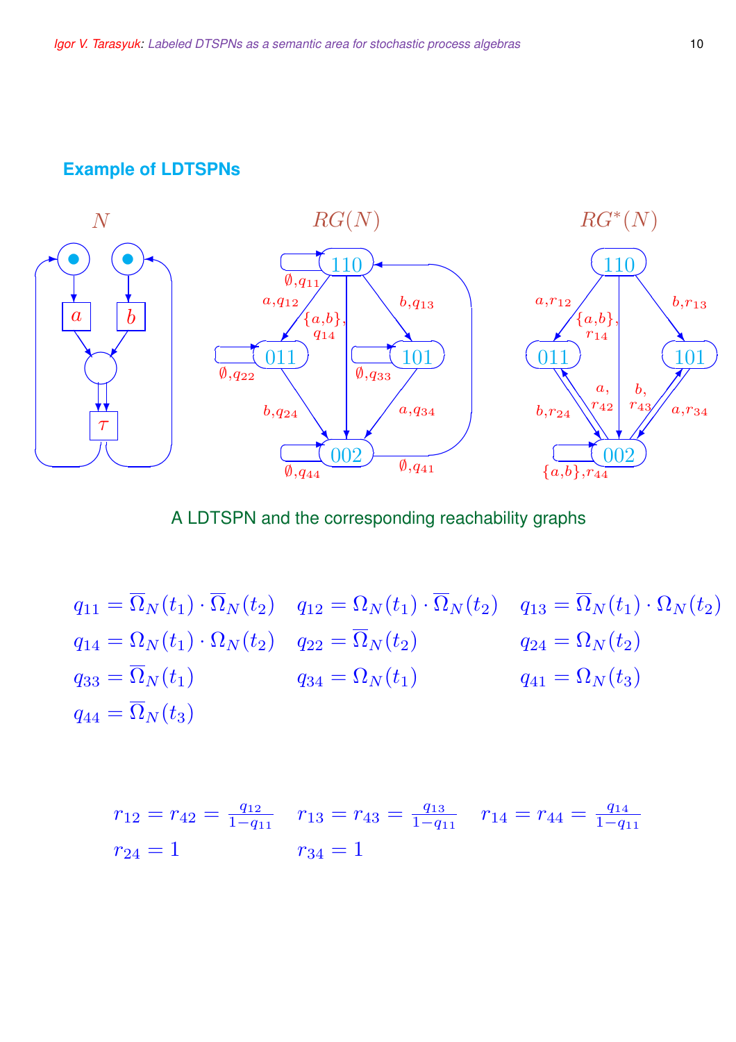## Example of LDTSPNs

A LDTSPN and the corresponding reachability graphs

$$q_{11} = \overline{\Omega}_N(t_1) \cdot \overline{\Omega}_N(t_2) \quad q_{12} = \Omega_N(t_1) \cdot \overline{\Omega}_N(t_2) \quad q_{13} = \overline{\Omega}_N(t_1) \cdot \Omega_N(t_2)$$

$$q_{14} = \Omega_N(t_1) \cdot \Omega_N(t_2) \quad q_{22} = \overline{\Omega}_N(t_2) \quad q_{24} = \Omega_N(t_2)$$

$$q_{33} = \overline{\Omega}_N(t_1) \quad q_{34} = \Omega_N(t_1) \quad q_{41} = \Omega_N(t_3)$$

$$q_{44} = \overline{\Omega}_N(t_3)$$

$$r_{12} = r_{42} = \frac{q_{12}}{1-q_{11}} \quad r_{13} = r_{43} = \frac{q_{13}}{1-q_{11}} \quad r_{14} = r_{44} = \frac{q_{14}}{1-q_{11}}$$

$$r_{24} = 1 \quad r_{34} = 1$$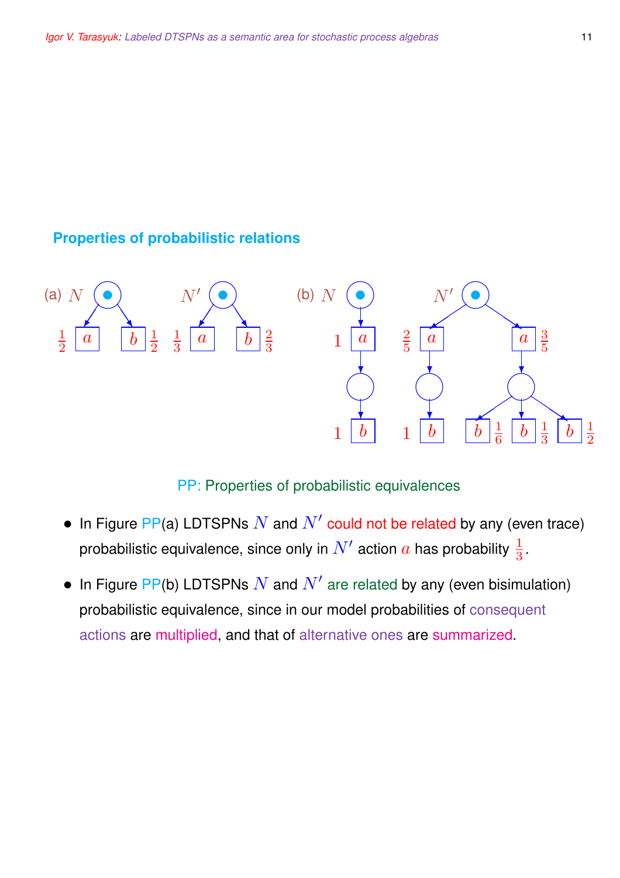## Properties of probabilistic relations

PP: Properties of probabilistic equivalences

- In Figure PP(a) LDTSPNs $N$ and $N'$ could not be related by any (even trace) probabilistic equivalence, since only in $N'$ action $a$ has probability $\frac{1}{3}$.
- In Figure PP(b) LDTSPNs $N$ and $N'$ are related by any (even bisimulation) probabilistic equivalence, since in our model probabilities of consequent actions are multiplied, and that of alternative ones are summarized.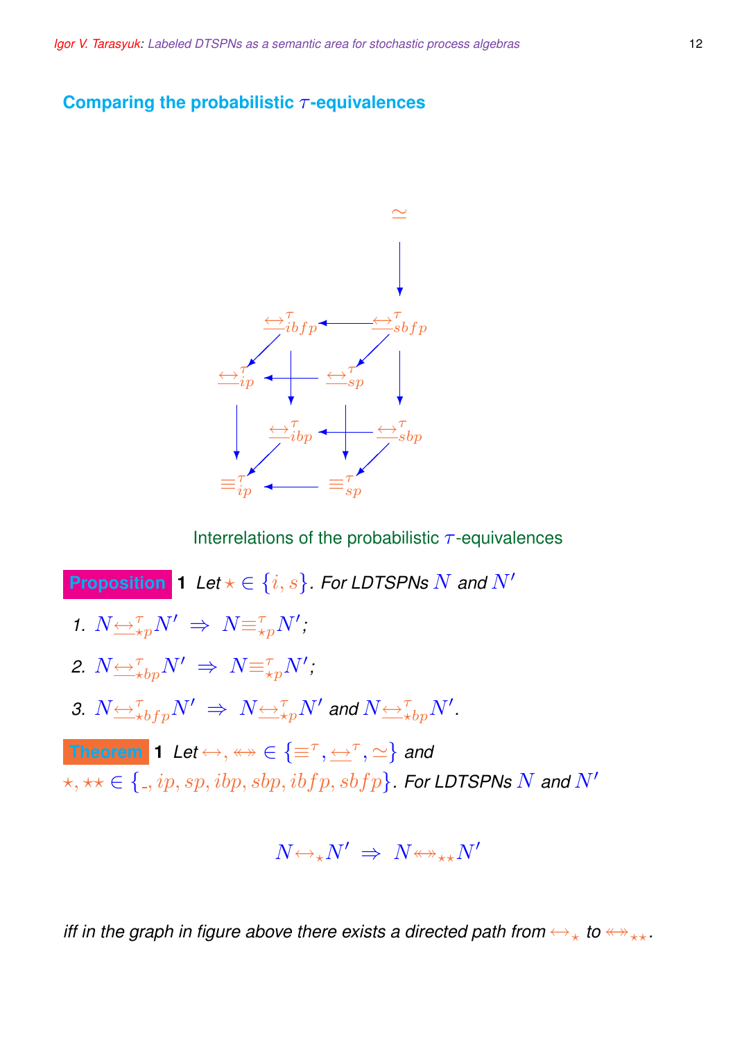## Comparing the probabilistic $\tau$-equivalences

Interrelations of the probabilistic $\tau$-equivalences

**Proposition 1** *Let $\star \in \{i, s\}$. For LDTSPNs $N$ and $N'$*

1. $N \underline{\leftrightarrow}^{\tau}_{\star p} N' \;\Rightarrow\; N \equiv^{\tau}_{\star p} N'$;
2. $N \underline{\leftrightarrow}^{\tau}_{\star bp} N' \;\Rightarrow\; N \equiv^{\tau}_{\star p} N'$;
3. $N \underline{\leftrightarrow}^{\tau}_{\star bfp} N' \;\Rightarrow\; N \underline{\leftrightarrow}^{\tau}_{\star p} N'$ and $N \underline{\leftrightarrow}^{\tau}_{\star bp} N'$.

**Theorem 1** *Let $\leftrightarrow, \twoheadleftarrow\!\!\!\!\twoheadrightarrow \in \{\equiv^{\tau}, \underline{\leftrightarrow}^{\tau}, \simeq\}$ and $\star, \star\star \in \{\_, ip, sp, ibp, sbp, ibfp, sbfp\}$. For LDTSPNs $N$ and $N'$*

$$N \leftrightarrow_{\star} N' \;\Rightarrow\; N \twoheadleftarrow\!\!\!\!\twoheadrightarrow_{\star\star} N'$$

*iff in the graph in figure above there exists a directed path from $\leftrightarrow_{\star}$ to $\twoheadleftarrow\!\!\!\!\twoheadrightarrow_{\star\star}$.*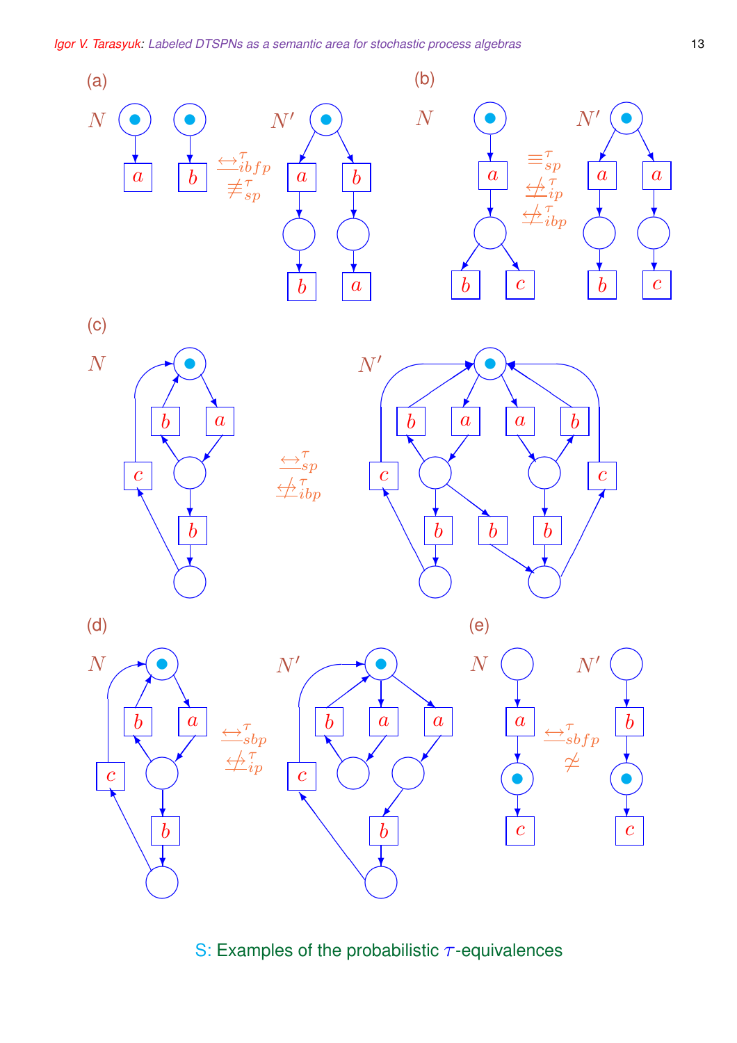(a)

$N$ $\underline{\leftrightarrow}^{\tau}_{ibfp}$ $\not\equiv^{\tau}_{sp}$ $N'$

(b)

$N$ $\equiv^{\tau}_{sp}$ $\underline{\not\leftrightarrow}^{\tau}_{ip}$ $\underline{\not\leftrightarrow}^{\tau}_{ibp}$ $N'$

(c)

$N$ $\underline{\leftrightarrow}^{\tau}_{sp}$ $\underline{\not\leftrightarrow}^{\tau}_{ibp}$ $N'$

(d)

$N$ $\underline{\leftrightarrow}^{\tau}_{sbp}$ $\underline{\not\leftrightarrow}^{\tau}_{ip}$ $N'$

(e)

$N$ $\underline{\leftrightarrow}^{\tau}_{sbfp}$ $\not\simeq$ $N'$

S: Examples of the probabilistic $\tau$-equivalences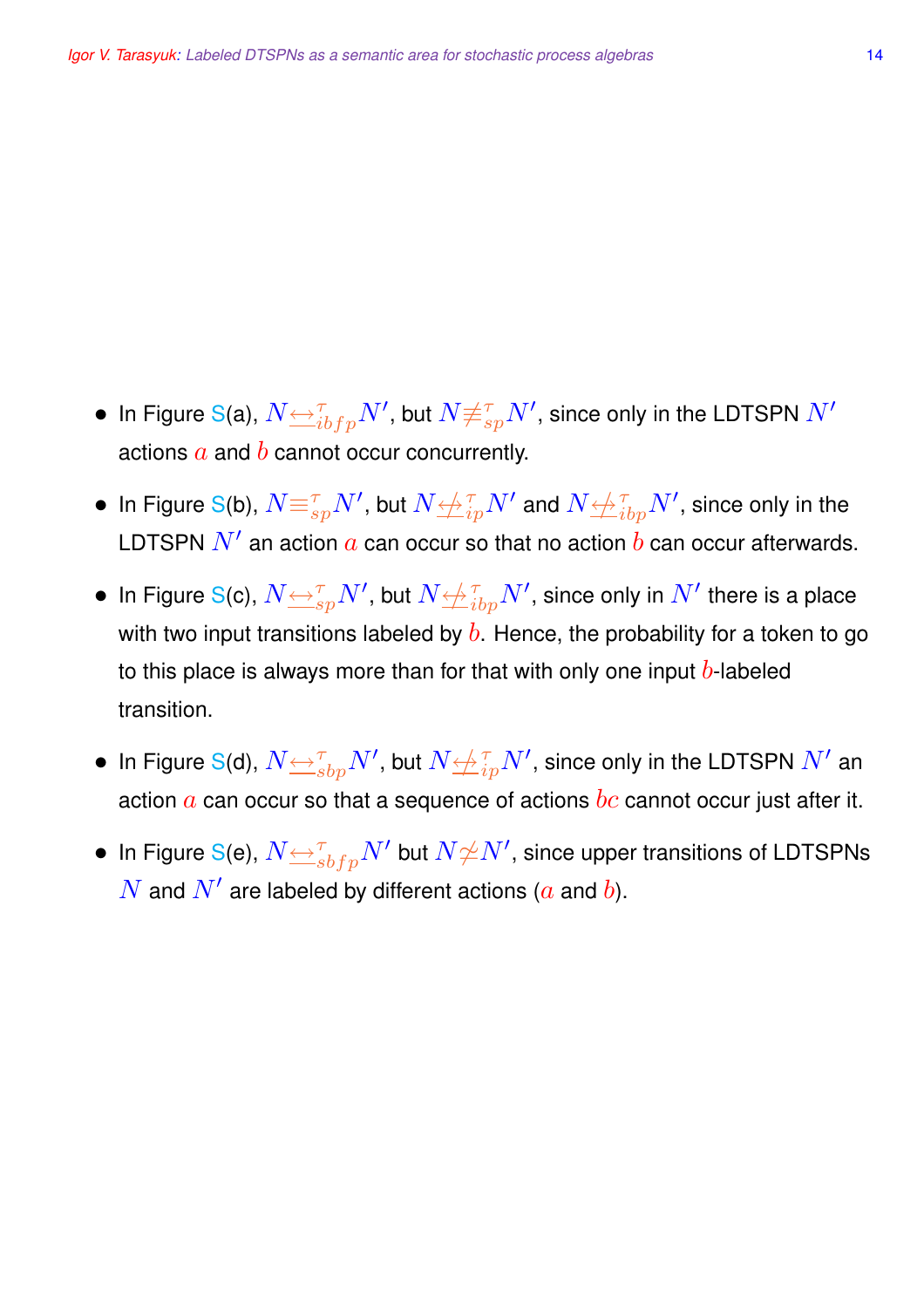- In Figure S(a), $N \underline{\leftrightarrow}^{\tau}_{ibfp} N'$, but $N \not\equiv^{\tau}_{sp} N'$, since only in the LDTSPN $N'$ actions $a$ and $b$ cannot occur concurrently.

- In Figure S(b), $N \equiv^{\tau}_{sp} N'$, but $N \not\underline{\leftrightarrow}^{\tau}_{ip} N'$ and $N \not\underline{\leftrightarrow}^{\tau}_{ibp} N'$, since only in the LDTSPN $N'$ an action $a$ can occur so that no action $b$ can occur afterwards.

- In Figure S(c), $N \underline{\leftrightarrow}^{\tau}_{sp} N'$, but $N \not\underline{\leftrightarrow}^{\tau}_{ibp} N'$, since only in $N'$ there is a place with two input transitions labeled by $b$. Hence, the probability for a token to go to this place is always more than for that with only one input $b$-labeled transition.

- In Figure S(d), $N \underline{\leftrightarrow}^{\tau}_{sbp} N'$, but $N \not\underline{\leftrightarrow}^{\tau}_{ip} N'$, since only in the LDTSPN $N'$ an action $a$ can occur so that a sequence of actions $bc$ cannot occur just after it.

- In Figure S(e), $N \underline{\leftrightarrow}^{\tau}_{sbfp} N'$ but $N \not\simeq N'$, since upper transitions of LDTSPNs $N$ and $N'$ are labeled by different actions ($a$ and $b$).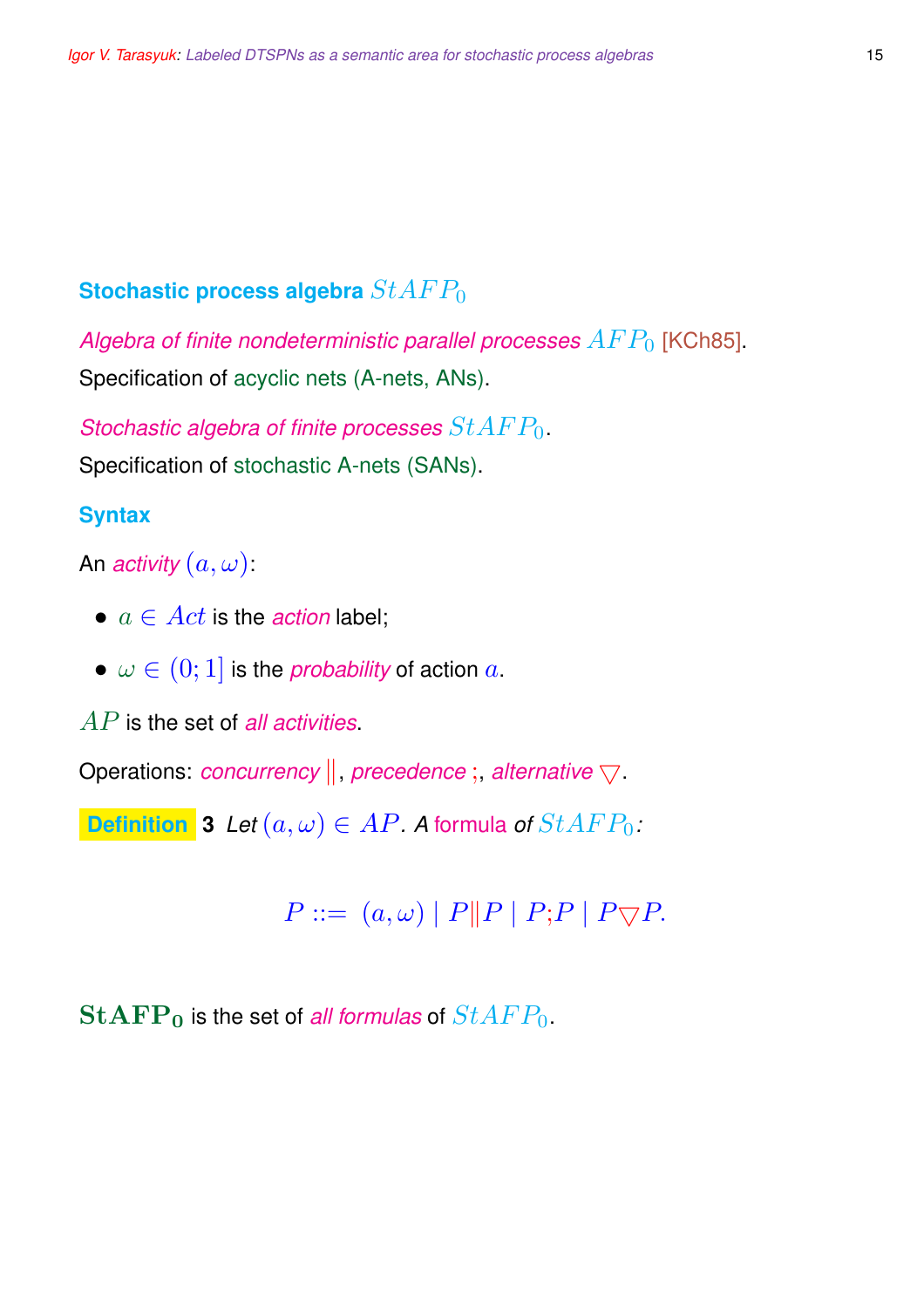## Stochastic process algebra $StAFP_0$

*Algebra of finite nondeterministic parallel processes* $AFP_0$ [KCh85].

Specification of acyclic nets (A-nets, ANs).

*Stochastic algebra of finite processes* $StAFP_0$.

Specification of stochastic A-nets (SANs).

### Syntax

An *activity* $(a, \omega)$:

- $a \in Act$ is the *action* label;
- $\omega \in (0; 1]$ is the *probability* of action $a$.

$AP$ is the set of *all activities*.

Operations: *concurrency* $\|$, *precedence* $;$, *alternative* $\bigtriangledown$.

**Definition 3** *Let* $(a, \omega) \in AP$. *A* formula *of* $StAFP_0$*:*

$$P ::= (a, \omega) \mid P\|P \mid P;P \mid P\bigtriangledown P.$$

$\mathbf{StAFP_0}$ is the set of *all formulas* of $StAFP_0$.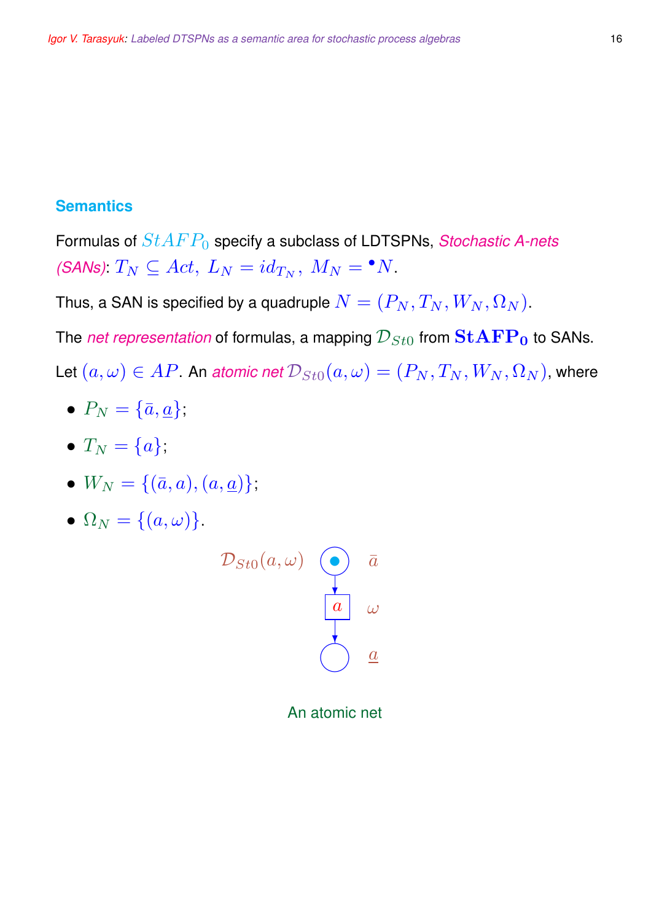### Semantics

Formulas of $StAFP_0$ specify a subclass of LDTSPNs, *Stochastic A-nets (SANs)*: $T_N \subseteq Act,\ L_N = id_{T_N},\ M_N = {}^\bullet N$.

Thus, a SAN is specified by a quadruple $N = (P_N, T_N, W_N, \Omega_N)$.

The *net representation* of formulas, a mapping $\mathcal{D}_{St0}$ from $\mathbf{StAFP_0}$ to SANs.

Let $(a, \omega) \in AP$. An *atomic net* $\mathcal{D}_{St0}(a, \omega) = (P_N, T_N, W_N, \Omega_N)$, where

- $P_N = \{\bar{a}, \underline{a}\}$;
- $T_N = \{a\}$;
- $W_N = \{(\bar{a}, a), (a, \underline{a})\}$;
- $\Omega_N = \{(a, \omega)\}$.

$\mathcal{D}_{St0}(a, \omega)$

An atomic net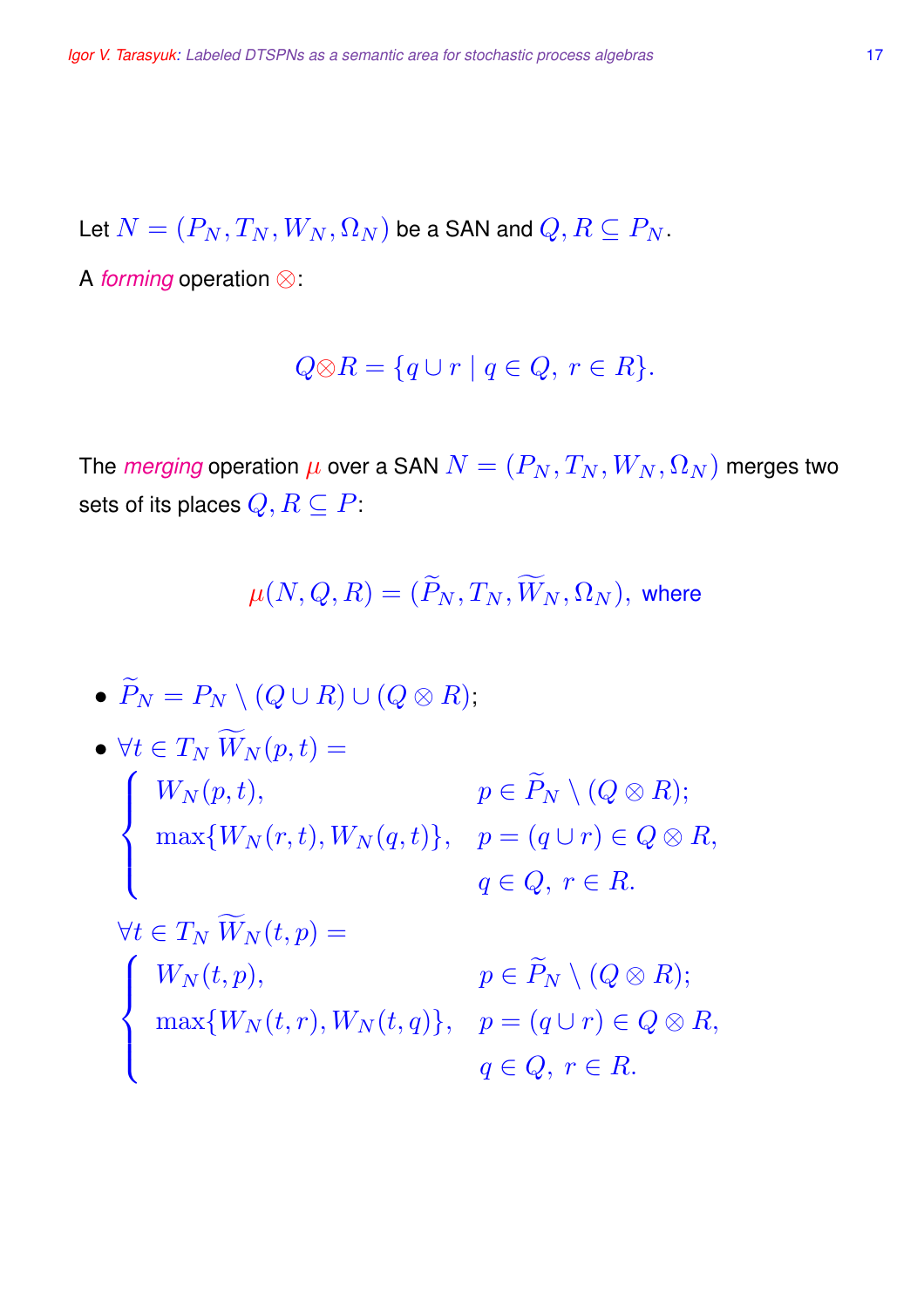Let $N = (P_N, T_N, W_N, \Omega_N)$ be a SAN and $Q, R \subseteq P_N$.

A *forming* operation $\otimes$:

$$Q \otimes R = \{q \cup r \mid q \in Q,\ r \in R\}.$$

The *merging* operation $\mu$ over a SAN $N = (P_N, T_N, W_N, \Omega_N)$ merges two sets of its places $Q, R \subseteq P$:

$$\mu(N, Q, R) = (\widetilde{P}_N, T_N, \widetilde{W}_N, \Omega_N), \text{ where}$$

- $\widetilde{P}_N = P_N \setminus (Q \cup R) \cup (Q \otimes R)$;
- $\forall t \in T_N\ \widetilde{W}_N(p, t) =$

$$\begin{cases} W_N(p, t), & p \in \widetilde{P}_N \setminus (Q \otimes R); \\ \max\{W_N(r, t), W_N(q, t)\}, & p = (q \cup r) \in Q \otimes R, \\ & q \in Q,\ r \in R. \end{cases}$$

  $\forall t \in T_N\ \widetilde{W}_N(t, p) =$

$$\begin{cases} W_N(t, p), & p \in \widetilde{P}_N \setminus (Q \otimes R); \\ \max\{W_N(t, r), W_N(t, q)\}, & p = (q \cup r) \in Q \otimes R, \\ & q \in Q,\ r \in R. \end{cases}$$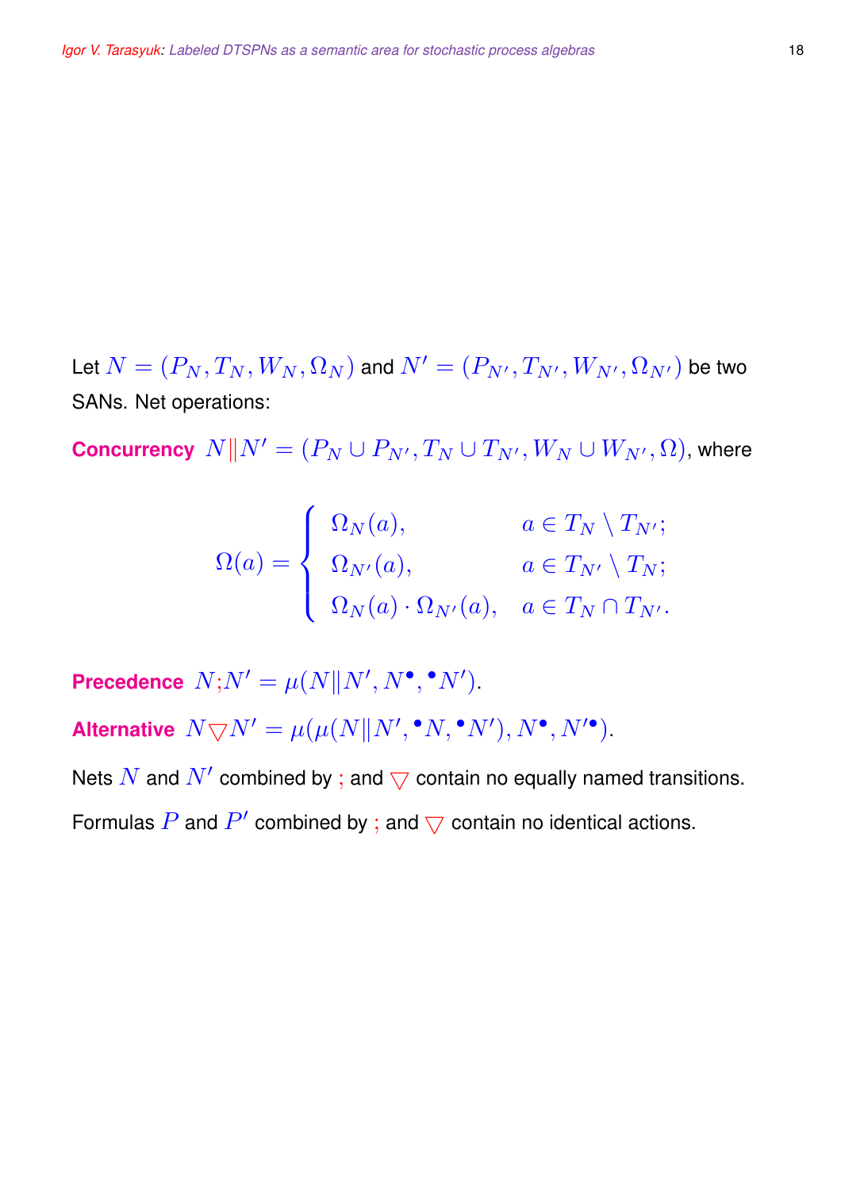Let $N = (P_N, T_N, W_N, \Omega_N)$ and $N' = (P_{N'}, T_{N'}, W_{N'}, \Omega_{N'})$ be two SANs. Net operations:

**Concurrency** $N \| N' = (P_N \cup P_{N'}, T_N \cup T_{N'}, W_N \cup W_{N'}, \Omega)$, where

$$\Omega(a) = \begin{cases} \Omega_N(a), & a \in T_N \setminus T_{N'}; \\ \Omega_{N'}(a), & a \in T_{N'} \setminus T_N; \\ \Omega_N(a) \cdot \Omega_{N'}(a), & a \in T_N \cap T_{N'}. \end{cases}$$

**Precedence** $N;N' = \mu(N \| N', N^{\bullet}, {}^{\bullet}N')$.

**Alternative** $N \bigtriangledown N' = \mu(\mu(N \| N', {}^{\bullet}N, {}^{\bullet}N'), N^{\bullet}, N'^{\bullet})$.

Nets $N$ and $N'$ combined by ; and $\bigtriangledown$ contain no equally named transitions.

Formulas $P$ and $P'$ combined by ; and $\bigtriangledown$ contain no identical actions.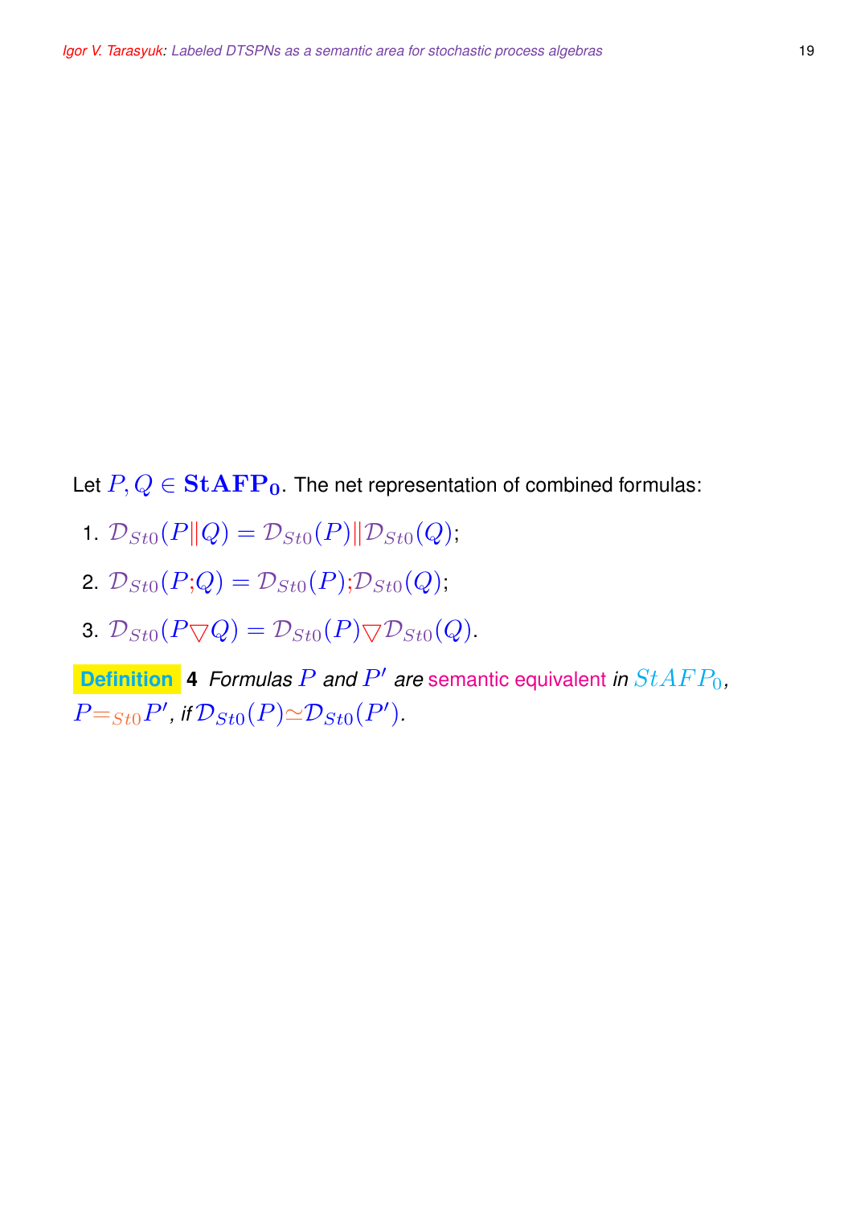Let $P, Q \in \mathbf{StAFP_0}$. The net representation of combined formulas:

1. $\mathcal{D}_{St0}(P \| Q) = \mathcal{D}_{St0}(P) \| \mathcal{D}_{St0}(Q)$;
2. $\mathcal{D}_{St0}(P;Q) = \mathcal{D}_{St0}(P);\mathcal{D}_{St0}(Q)$;
3. $\mathcal{D}_{St0}(P \bigtriangledown Q) = \mathcal{D}_{St0}(P) \bigtriangledown \mathcal{D}_{St0}(Q)$.

**Definition 4** *Formulas $P$ and $P'$ are semantic equivalent in $StAFP_0$, $P =_{St0} P'$, if $\mathcal{D}_{St0}(P) \simeq \mathcal{D}_{St0}(P')$.*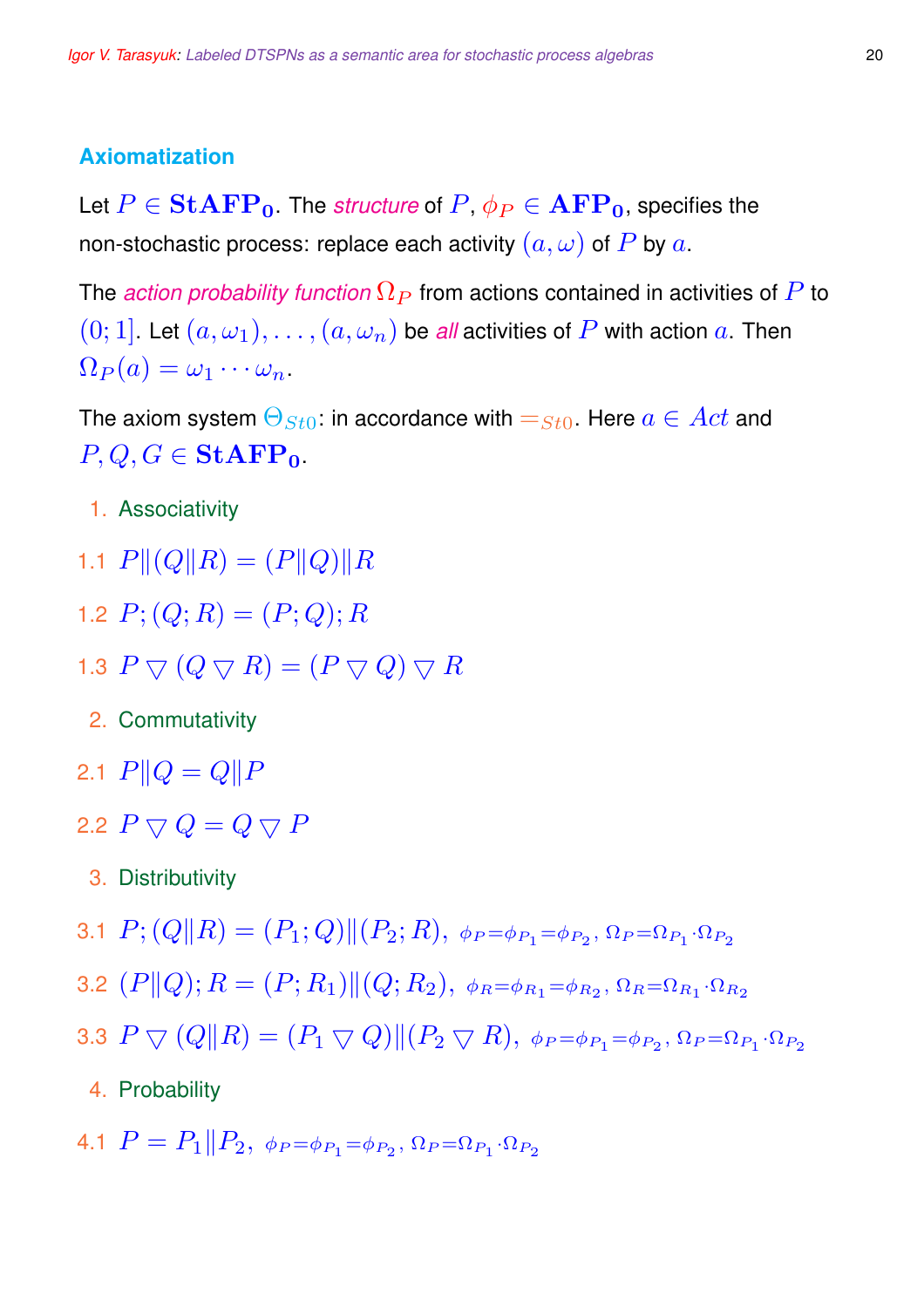## Axiomatization

Let $P \in \mathbf{StAFP_0}$. The *structure* of $P$, $\phi_P \in \mathbf{AFP_0}$, specifies the non-stochastic process: replace each activity $(a, \omega)$ of $P$ by $a$.

The *action probability function* $\Omega_P$ from actions contained in activities of $P$ to $(0; 1]$. Let $(a, \omega_1), \ldots, (a, \omega_n)$ be *all* activities of $P$ with action $a$. Then $\Omega_P(a) = \omega_1 \cdots \omega_n$.

The axiom system $\Theta_{St0}$: in accordance with $=_{St0}$. Here $a \in Act$ and $P, Q, G \in \mathbf{StAFP_0}$.

1. Associativity

1.1 $P \| (Q \| R) = (P \| Q) \| R$

1.2 $P; (Q; R) = (P; Q); R$

1.3 $P \bigtriangledown (Q \bigtriangledown R) = (P \bigtriangledown Q) \bigtriangledown R$

2. Commutativity

2.1 $P \| Q = Q \| P$

2.2 $P \bigtriangledown Q = Q \bigtriangledown P$

3. Distributivity

3.1 $P; (Q \| R) = (P_1; Q) \| (P_2; R),\ \phi_P = \phi_{P_1} = \phi_{P_2},\ \Omega_P = \Omega_{P_1} \cdot \Omega_{P_2}$

3.2 $(P \| Q); R = (P; R_1) \| (Q; R_2),\ \phi_R = \phi_{R_1} = \phi_{R_2},\ \Omega_R = \Omega_{R_1} \cdot \Omega_{R_2}$

3.3 $P \bigtriangledown (Q \| R) = (P_1 \bigtriangledown Q) \| (P_2 \bigtriangledown R),\ \phi_P = \phi_{P_1} = \phi_{P_2},\ \Omega_P = \Omega_{P_1} \cdot \Omega_{P_2}$

4. Probability

4.1 $P = P_1 \| P_2,\ \phi_P = \phi_{P_1} = \phi_{P_2},\ \Omega_P = \Omega_{P_1} \cdot \Omega_{P_2}$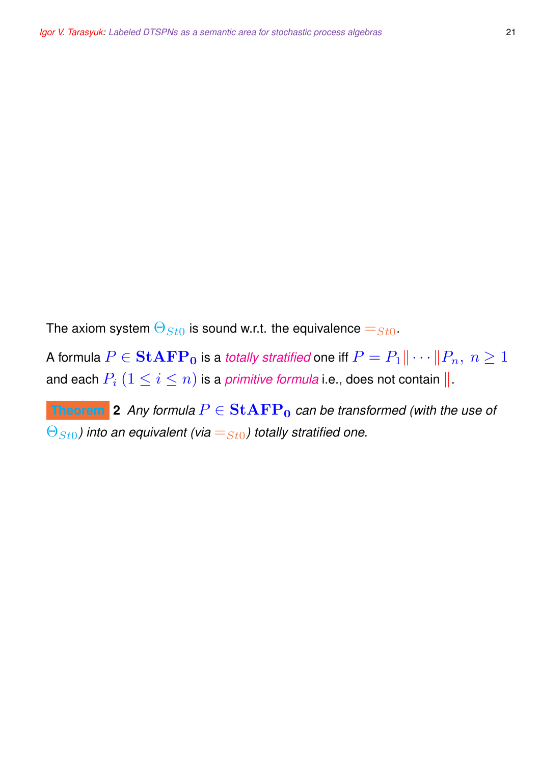The axiom system $\Theta_{St0}$ is sound w.r.t. the equivalence $=_{St0}$.

A formula $P \in \mathbf{StAFP_0}$ is a *totally stratified* one iff $P = P_1 \| \cdots \| P_n,\ n \geq 1$ and each $P_i\ (1 \leq i \leq n)$ is a *primitive formula* i.e., does not contain $\|$.

**Theorem 2** *Any formula $P \in \mathbf{StAFP_0}$ can be transformed (with the use of $\Theta_{St0}$) into an equivalent (via $=_{St0}$) totally stratified one.*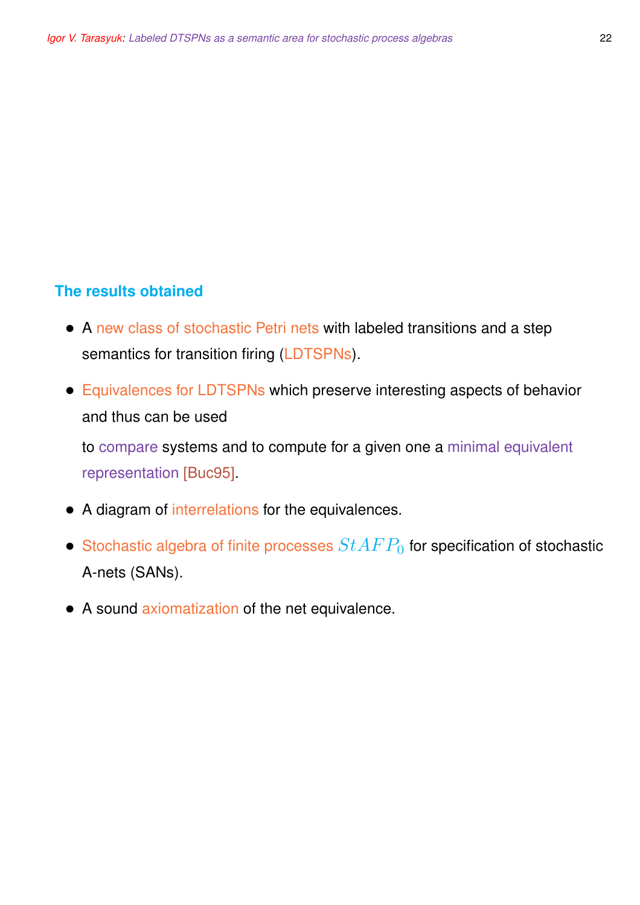## The results obtained

- A new class of stochastic Petri nets with labeled transitions and a step semantics for transition firing (LDTSPNs).
- Equivalences for LDTSPNs which preserve interesting aspects of behavior and thus can be used

  to compare systems and to compute for a given one a minimal equivalent representation [Buc95].
- A diagram of interrelations for the equivalences.
- Stochastic algebra of finite processes $StAFP_0$ for specification of stochastic A-nets (SANs).
- A sound axiomatization of the net equivalence.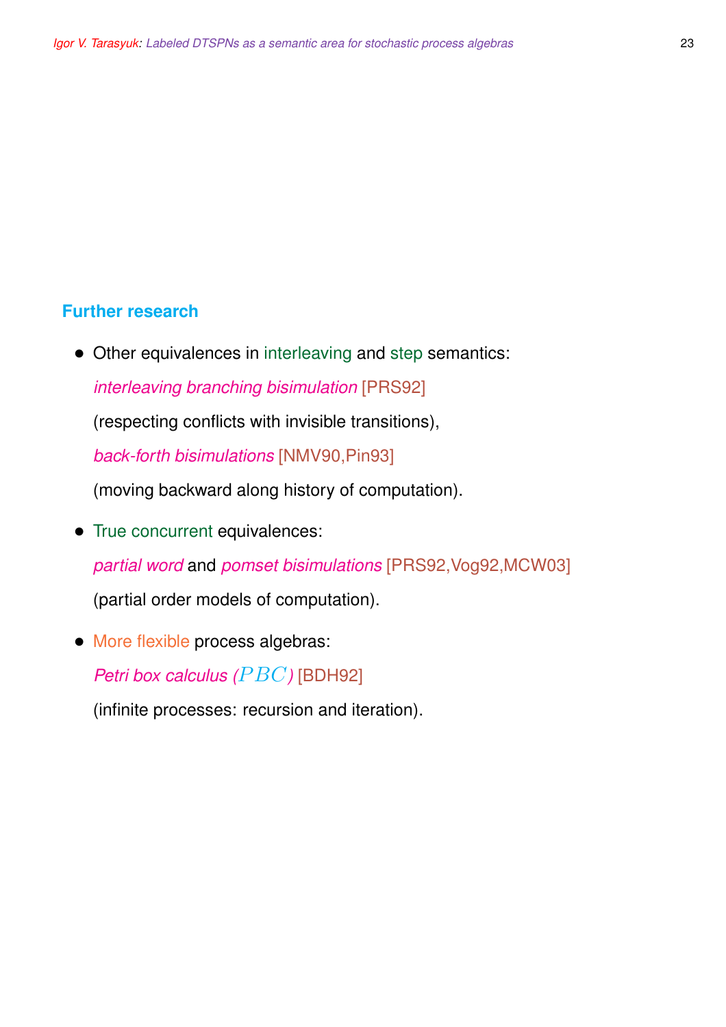## Further research

- Other equivalences in interleaving and step semantics:

  *interleaving branching bisimulation* [PRS92]

  (respecting conflicts with invisible transitions),

  *back-forth bisimulations* [NMV90,Pin93]

  (moving backward along history of computation).

- True concurrent equivalences:

  *partial word* and *pomset bisimulations* [PRS92,Vog92,MCW03]

  (partial order models of computation).

- More flexible process algebras:

  *Petri box calculus* $(PBC)$ [BDH92]

  (infinite processes: recursion and iteration).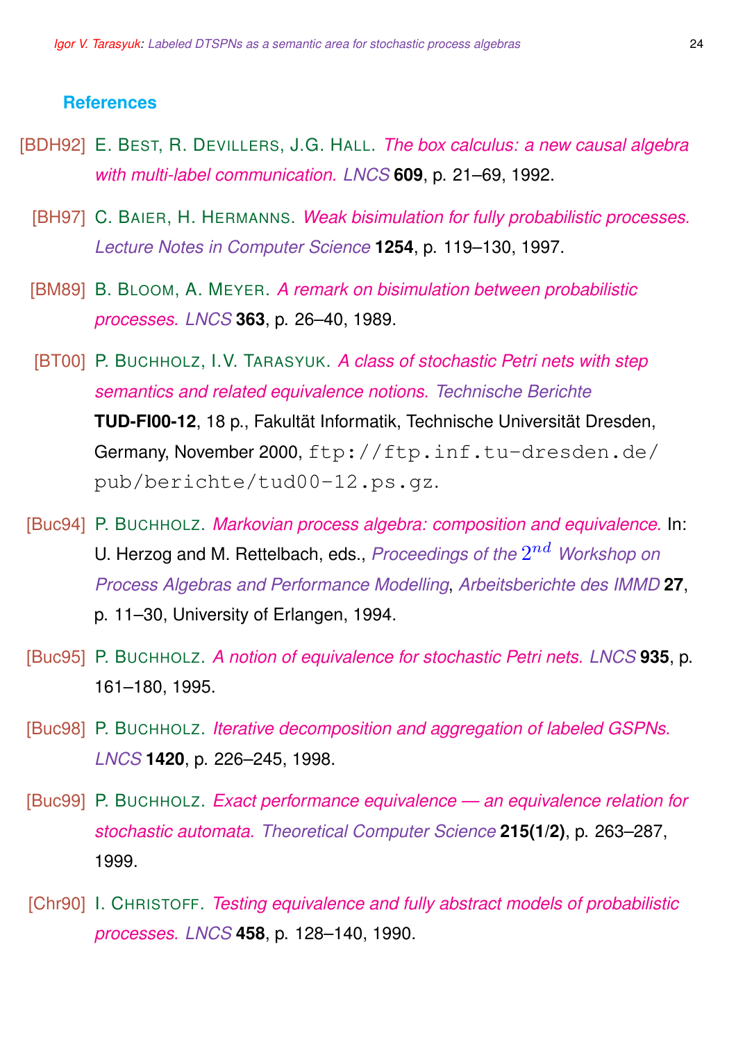### References

[BDH92] E. Best, R. Devillers, J.G. Hall. *The box calculus: a new causal algebra with multi-label communication.* *LNCS* **609**, p. 21–69, 1992.

[BH97] C. Baier, H. Hermanns. *Weak bisimulation for fully probabilistic processes.* *Lecture Notes in Computer Science* **1254**, p. 119–130, 1997.

[BM89] B. Bloom, A. Meyer. *A remark on bisimulation between probabilistic processes.* *LNCS* **363**, p. 26–40, 1989.

[BT00] P. Buchholz, I.V. Tarasyuk. *A class of stochastic Petri nets with step semantics and related equivalence notions.* *Technische Berichte* **TUD-FI00-12**, 18 p., Fakultät Informatik, Technische Universität Dresden, Germany, November 2000, `ftp://ftp.inf.tu-dresden.de/pub/berichte/tud00-12.ps.gz`.

[Buc94] P. Buchholz. *Markovian process algebra: composition and equivalence.* In: U. Herzog and M. Rettelbach, eds., *Proceedings of the* $2^{nd}$ *Workshop on Process Algebras and Performance Modelling*, *Arbeitsberichte des IMMD* **27**, p. 11–30, University of Erlangen, 1994.

[Buc95] P. Buchholz. *A notion of equivalence for stochastic Petri nets.* *LNCS* **935**, p. 161–180, 1995.

[Buc98] P. Buchholz. *Iterative decomposition and aggregation of labeled GSPNs.* *LNCS* **1420**, p. 226–245, 1998.

[Buc99] P. Buchholz. *Exact performance equivalence — an equivalence relation for stochastic automata.* *Theoretical Computer Science* **215(1/2)**, p. 263–287, 1999.

[Chr90] I. Christoff. *Testing equivalence and fully abstract models of probabilistic processes.* *LNCS* **458**, p. 128–140, 1990.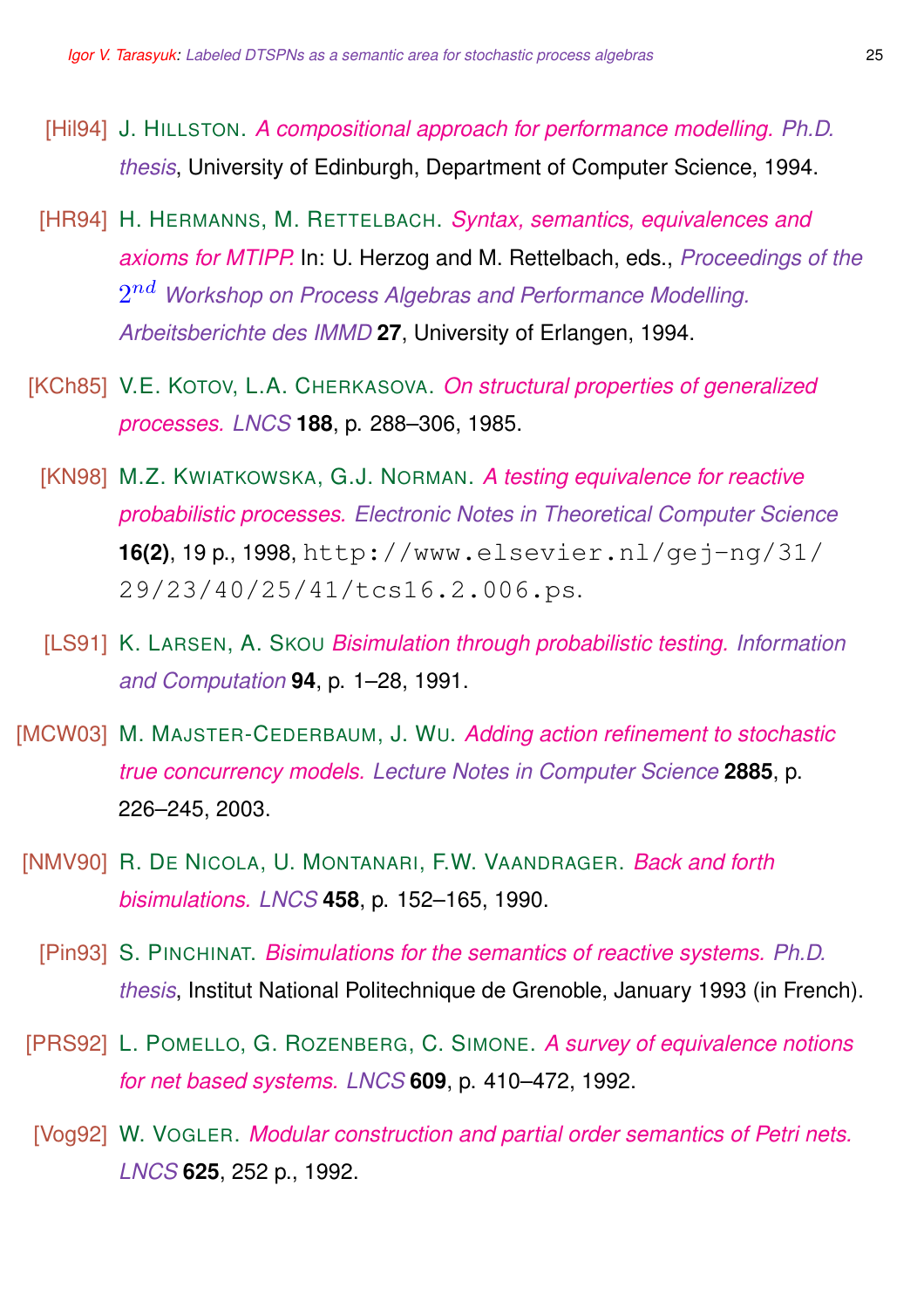[Hil94] J. Hillston. *A compositional approach for performance modelling. Ph.D. thesis*, University of Edinburgh, Department of Computer Science, 1994.

[HR94] H. Hermanns, M. Rettelbach. *Syntax, semantics, equivalences and axioms for MTIPP.* In: U. Herzog and M. Rettelbach, eds., *Proceedings of the $2^{nd}$ Workshop on Process Algebras and Performance Modelling. Arbeitsberichte des IMMD* **27**, University of Erlangen, 1994.

[KCh85] V.E. Kotov, L.A. Cherkasova. *On structural properties of generalized processes. LNCS* **188**, p. 288–306, 1985.

[KN98] M.Z. Kwiatkowska, G.J. Norman. *A testing equivalence for reactive probabilistic processes. Electronic Notes in Theoretical Computer Science* **16(2)**, 19 p., 1998, http://www.elsevier.nl/gej-ng/31/29/23/40/25/41/tcs16.2.006.ps.

[LS91] K. Larsen, A. Skou *Bisimulation through probabilistic testing. Information and Computation* **94**, p. 1–28, 1991.

[MCW03] M. Majster-Cederbaum, J. Wu. *Adding action refinement to stochastic true concurrency models. Lecture Notes in Computer Science* **2885**, p. 226–245, 2003.

[NMV90] R. De Nicola, U. Montanari, F.W. Vaandrager. *Back and forth bisimulations. LNCS* **458**, p. 152–165, 1990.

[Pin93] S. Pinchinat. *Bisimulations for the semantics of reactive systems. Ph.D. thesis*, Institut National Politechnique de Grenoble, January 1993 (in French).

[PRS92] L. Pomello, G. Rozenberg, C. Simone. *A survey of equivalence notions for net based systems. LNCS* **609**, p. 410–472, 1992.

[Vog92] W. Vogler. *Modular construction and partial order semantics of Petri nets. LNCS* **625**, 252 p., 1992.